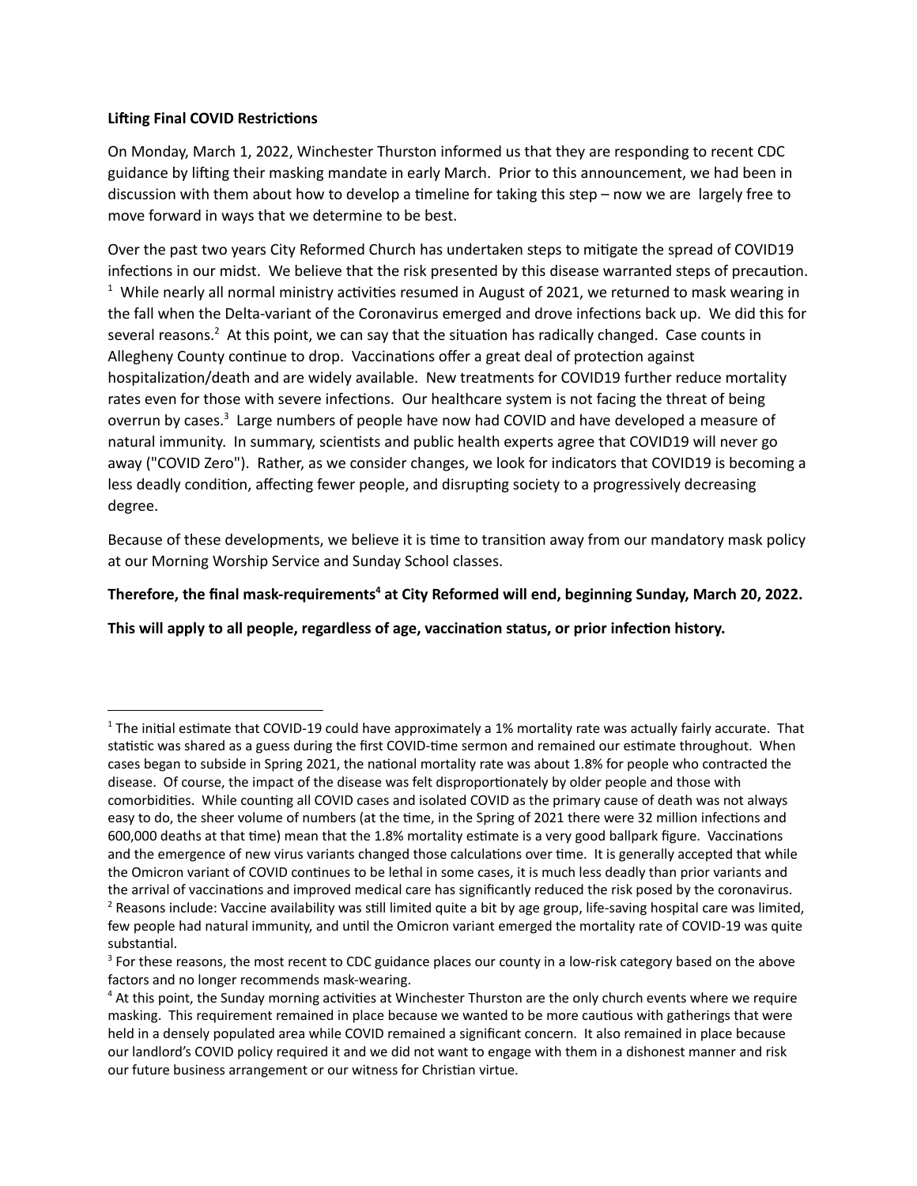**Lifting Final COVID Restrictions**

On Monday, March 1, 2022, Winchester Thurston informed us that they are responding to recent CDC guidance by lifting their masking mandate in early March. Prior to this announcement, we had been in discussion with them about how to develop a timeline for taking this step – now we are largely free to move forward in ways that we determine to be best.

Over the past two years City Reformed Church has undertaken steps to mitigate the spread of COVID19 infections in our midst. We believe that the risk presented by this disease warranted steps of precaution. [1] While nearly all normal ministry activities resumed in August of 2021, we returned to mask wearing in the fall when the Delta-variant of the Coronavirus emerged and drove infections back up. We did this for several reasons.[2] At this point, we can say that the situation has radically changed. Case counts in Allegheny County continue to drop. Vaccinations offer a great deal of protection against hospitalization/death and are widely available. New treatments for COVID19 further reduce mortality rates even for those with severe infections. Our healthcare system is not facing the threat of being overrun by cases.[3] Large numbers of people have now had COVID and have developed a measure of natural immunity. In summary, scientists and public health experts agree that COVID19 will never go away ("COVID Zero"). Rather, as we consider changes, we look for indicators that COVID19 is becoming a less deadly condition, affecting fewer people, and disrupting society to a progressively decreasing degree.

Because of these developments, we believe it is time to transition away from our mandatory mask policy at our Morning Worship Service and Sunday School classes.

**Therefore, the final mask-requirements[4] at City Reformed will end, beginning Sunday, March 20, 2022.**

**This will apply to all people, regardless of age, vaccination status, or prior infection history.**

---

[1] The initial estimate that COVID-19 could have approximately a 1% mortality rate was actually fairly accurate. That statistic was shared as a guess during the first COVID-time sermon and remained our estimate throughout. When cases began to subside in Spring 2021, the national mortality rate was about 1.8% for people who contracted the disease. Of course, the impact of the disease was felt disproportionately by older people and those with comorbidities. While counting all COVID cases and isolated COVID as the primary cause of death was not always easy to do, the sheer volume of numbers (at the time, in the Spring of 2021 there were 32 million infections and 600,000 deaths at that time) mean that the 1.8% mortality estimate is a very good ballpark figure. Vaccinations and the emergence of new virus variants changed those calculations over time. It is generally accepted that while the Omicron variant of COVID continues to be lethal in some cases, it is much less deadly than prior variants and the arrival of vaccinations and improved medical care has significantly reduced the risk posed by the coronavirus.

[2] Reasons include: Vaccine availability was still limited quite a bit by age group, life-saving hospital care was limited, few people had natural immunity, and until the Omicron variant emerged the mortality rate of COVID-19 was quite substantial.

[3] For these reasons, the most recent to CDC guidance places our county in a low-risk category based on the above factors and no longer recommends mask-wearing.

[4] At this point, the Sunday morning activities at Winchester Thurston are the only church events where we require masking. This requirement remained in place because we wanted to be more cautious with gatherings that were held in a densely populated area while COVID remained a significant concern. It also remained in place because our landlord's COVID policy required it and we did not want to engage with them in a dishonest manner and risk our future business arrangement or our witness for Christian virtue.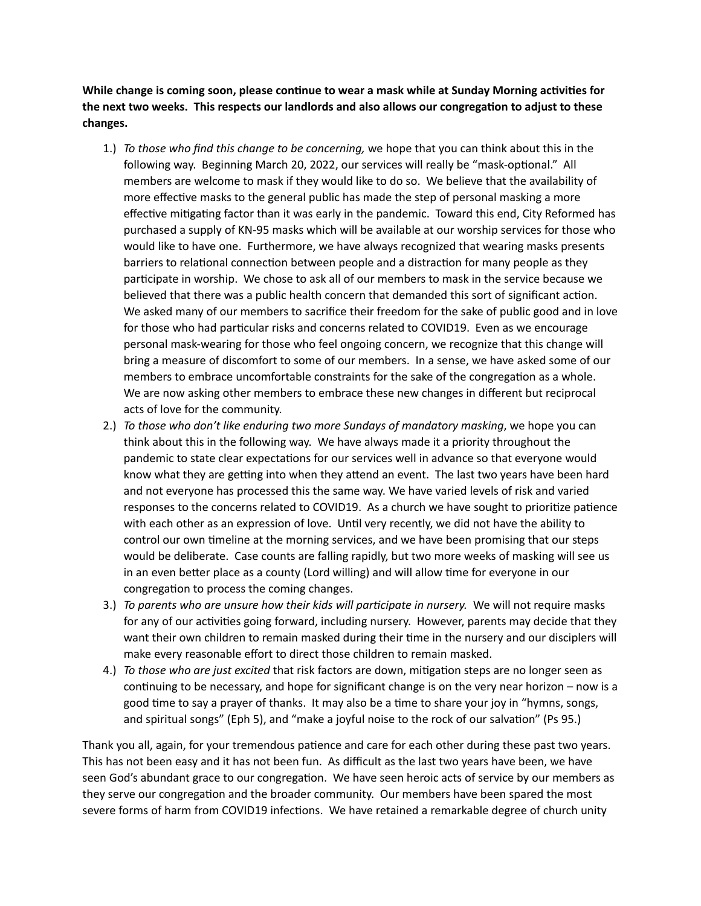**While change is coming soon, please continue to wear a mask while at Sunday Morning activities for the next two weeks. This respects our landlords and also allows our congregation to adjust to these changes.**

1.) *To those who find this change to be concerning,* we hope that you can think about this in the following way. Beginning March 20, 2022, our services will really be "mask-optional." All members are welcome to mask if they would like to do so. We believe that the availability of more effective masks to the general public has made the step of personal masking a more effective mitigating factor than it was early in the pandemic. Toward this end, City Reformed has purchased a supply of KN-95 masks which will be available at our worship services for those who would like to have one. Furthermore, we have always recognized that wearing masks presents barriers to relational connection between people and a distraction for many people as they participate in worship. We chose to ask all of our members to mask in the service because we believed that there was a public health concern that demanded this sort of significant action. We asked many of our members to sacrifice their freedom for the sake of public good and in love for those who had particular risks and concerns related to COVID19. Even as we encourage personal mask-wearing for those who feel ongoing concern, we recognize that this change will bring a measure of discomfort to some of our members. In a sense, we have asked some of our members to embrace uncomfortable constraints for the sake of the congregation as a whole. We are now asking other members to embrace these new changes in different but reciprocal acts of love for the community.
2.) *To those who don't like enduring two more Sundays of mandatory masking*, we hope you can think about this in the following way. We have always made it a priority throughout the pandemic to state clear expectations for our services well in advance so that everyone would know what they are getting into when they attend an event. The last two years have been hard and not everyone has processed this the same way. We have varied levels of risk and varied responses to the concerns related to COVID19. As a church we have sought to prioritize patience with each other as an expression of love. Until very recently, we did not have the ability to control our own timeline at the morning services, and we have been promising that our steps would be deliberate. Case counts are falling rapidly, but two more weeks of masking will see us in an even better place as a county (Lord willing) and will allow time for everyone in our congregation to process the coming changes.
3.) *To parents who are unsure how their kids will participate in nursery.* We will not require masks for any of our activities going forward, including nursery. However, parents may decide that they want their own children to remain masked during their time in the nursery and our disciplers will make every reasonable effort to direct those children to remain masked.
4.) *To those who are just excited* that risk factors are down, mitigation steps are no longer seen as continuing to be necessary, and hope for significant change is on the very near horizon – now is a good time to say a prayer of thanks. It may also be a time to share your joy in "hymns, songs, and spiritual songs" (Eph 5), and "make a joyful noise to the rock of our salvation" (Ps 95.)

Thank you all, again, for your tremendous patience and care for each other during these past two years. This has not been easy and it has not been fun. As difficult as the last two years have been, we have seen God's abundant grace to our congregation. We have seen heroic acts of service by our members as they serve our congregation and the broader community. Our members have been spared the most severe forms of harm from COVID19 infections. We have retained a remarkable degree of church unity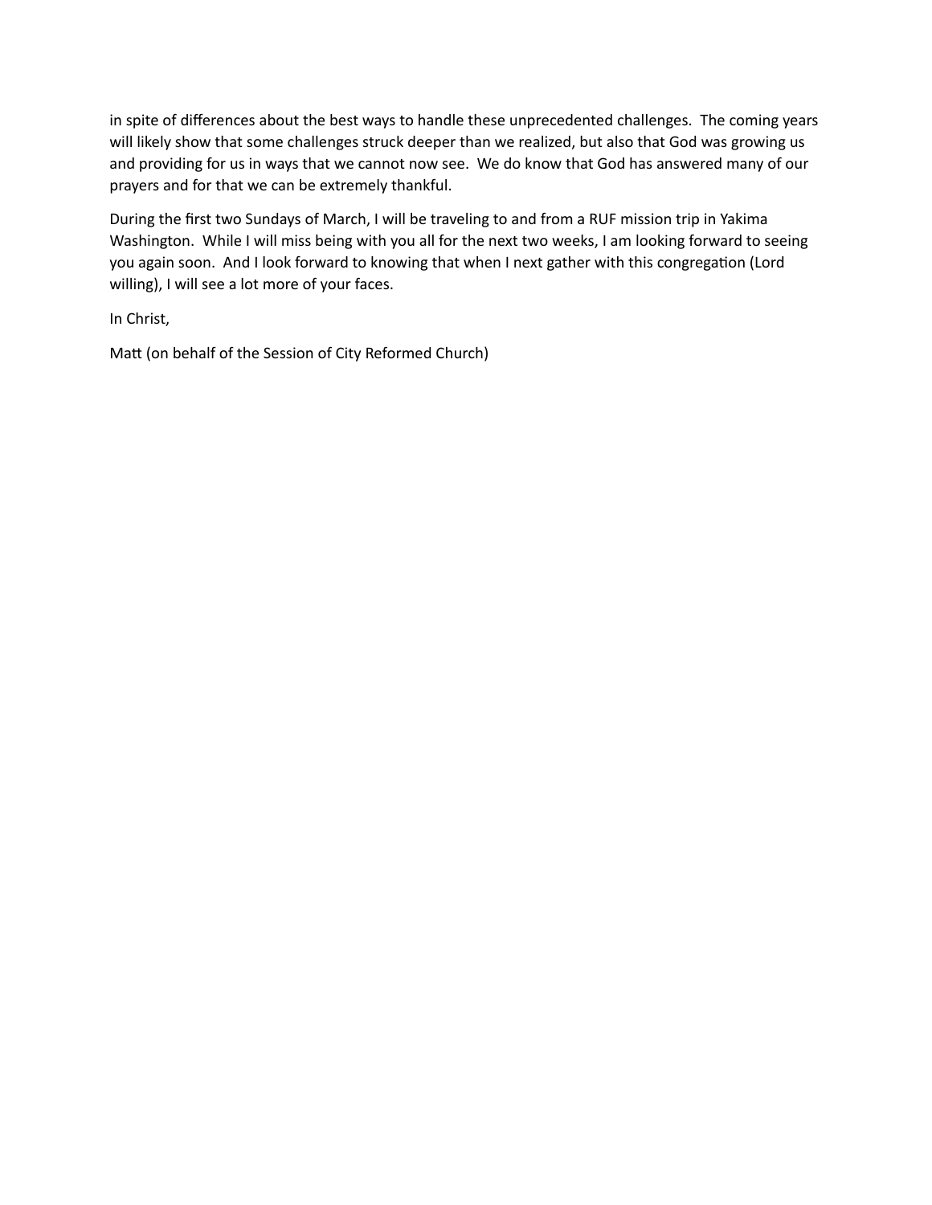in spite of differences about the best ways to handle these unprecedented challenges. The coming years will likely show that some challenges struck deeper than we realized, but also that God was growing us and providing for us in ways that we cannot now see. We do know that God has answered many of our prayers and for that we can be extremely thankful.

During the first two Sundays of March, I will be traveling to and from a RUF mission trip in Yakima Washington. While I will miss being with you all for the next two weeks, I am looking forward to seeing you again soon. And I look forward to knowing that when I next gather with this congregation (Lord willing), I will see a lot more of your faces.

In Christ,

Matt (on behalf of the Session of City Reformed Church)